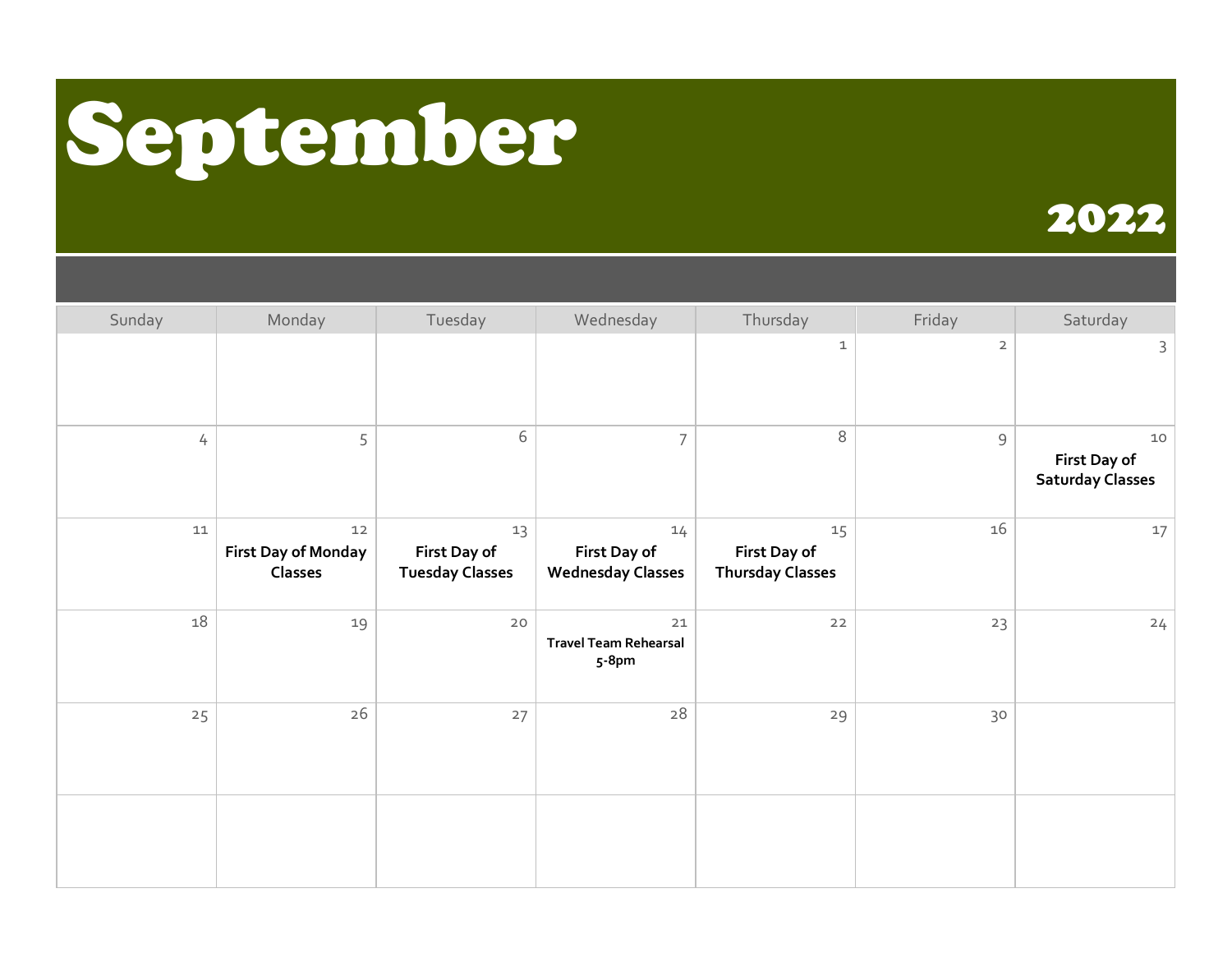# September

## 2022

| Sunday | Monday | Tuesday | Wednesday | Thursday | Friday | Saturday |
|---|---|---|---|---|---|---|
| | | | | 1 | 2 | 3 |
| 4 | 5 | 6 | 7 | 8 | 9 | 10 **First Day of Saturday Classes** |
| 11 | 12 **First Day of Monday Classes** | 13 **First Day of Tuesday Classes** | 14 **First Day of Wednesday Classes** | 15 **First Day of Thursday Classes** | 16 | 17 |
| 18 | 19 | 20 | 21 **Travel Team Rehearsal 5-8pm** | 22 | 23 | 24 |
| 25 | 26 | 27 | 28 | 29 | 30 | |
| | | | | | | |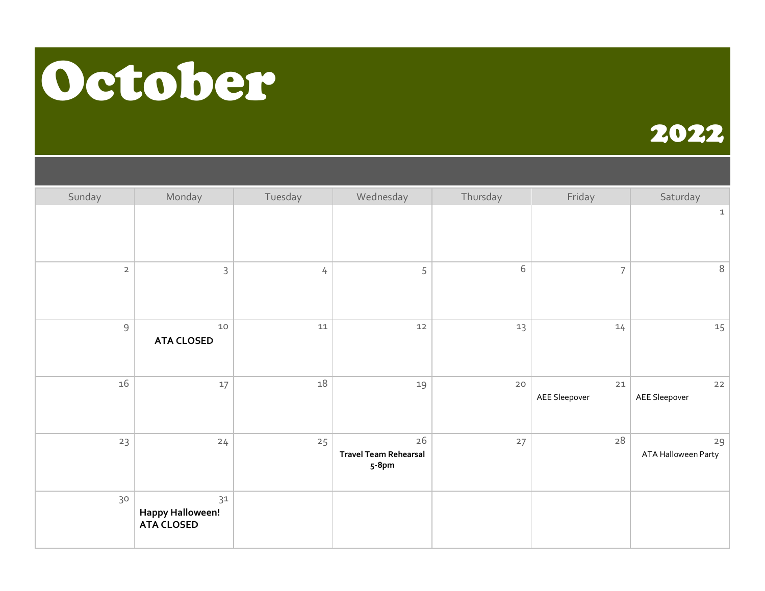# October

## 2022

| Sunday | Monday | Tuesday | Wednesday | Thursday | Friday | Saturday |
| --- | --- | --- | --- | --- | --- | --- |
| | | | | | | 1 |
| 2 | 3 | 4 | 5 | 6 | 7 | 8 |
| 9 | 10 **ATA CLOSED** | 11 | 12 | 13 | 14 | 15 |
| 16 | 17 | 18 | 19 | 20 | 21 AEE Sleepover | 22 AEE Sleepover |
| 23 | 24 | 25 | 26 **Travel Team Rehearsal 5-8pm** | 27 | 28 | 29 ATA Halloween Party |
| 30 | 31 **Happy Halloween! ATA CLOSED** | | | | | |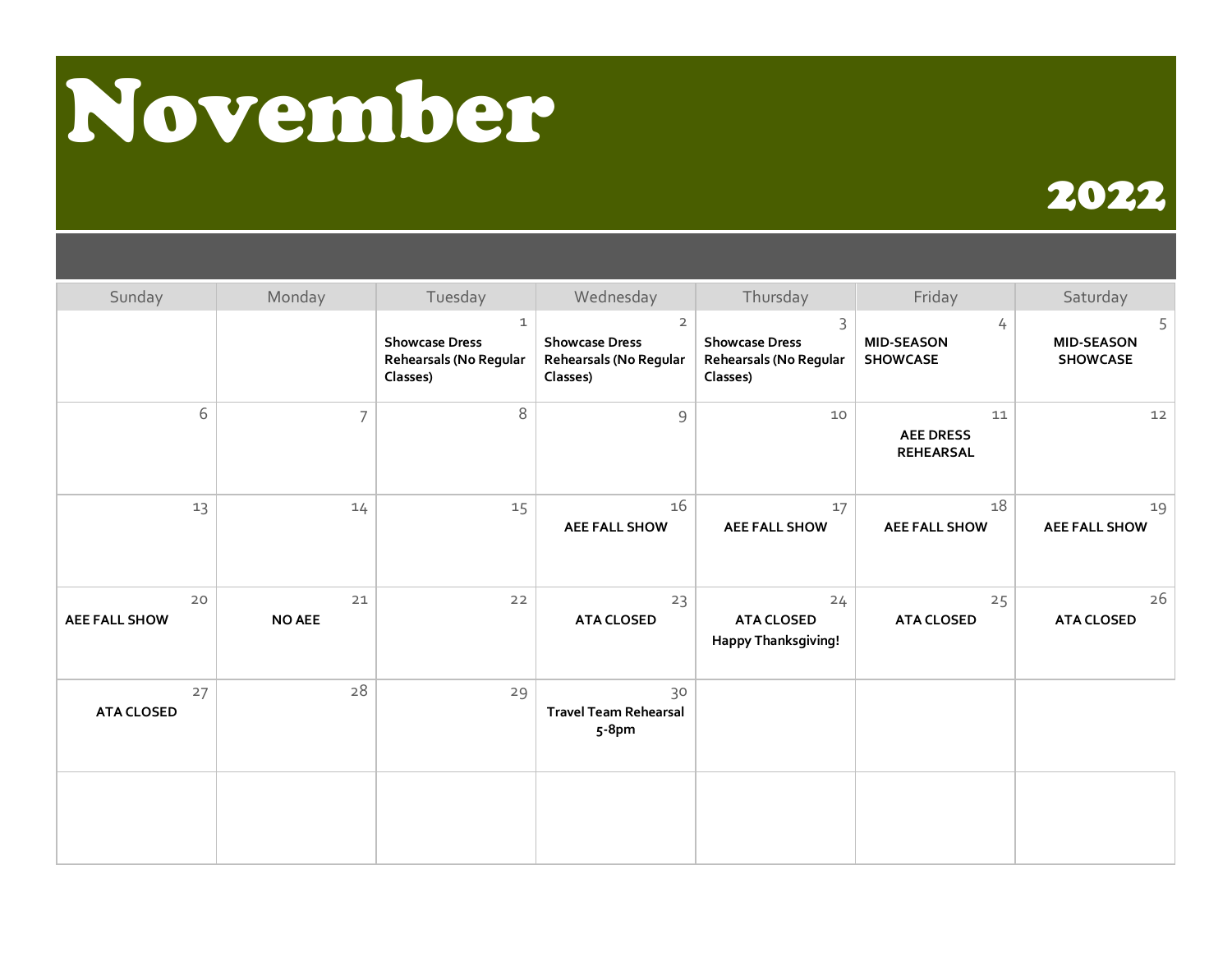# November

## 2022

| Sunday | Monday | Tuesday | Wednesday | Thursday | Friday | Saturday |
|---|---|---|---|---|---|---|
| | | 1 **Showcase Dress Rehearsals (No Regular Classes)** | 2 **Showcase Dress Rehearsals (No Regular Classes)** | 3 **Showcase Dress Rehearsals (No Regular Classes)** | 4 **MID-SEASON SHOWCASE** | 5 **MID-SEASON SHOWCASE** |
| 6 | 7 | 8 | 9 | 10 | 11 **AEE DRESS REHEARSAL** | 12 |
| 13 | 14 | 15 | 16 **AEE FALL SHOW** | 17 **AEE FALL SHOW** | 18 **AEE FALL SHOW** | 19 **AEE FALL SHOW** |
| 20 **AEE FALL SHOW** | 21 **NO AEE** | 22 | 23 **ATA CLOSED** | 24 **ATA CLOSED** **Happy Thanksgiving!** | 25 **ATA CLOSED** | 26 **ATA CLOSED** |
| 27 **ATA CLOSED** | 28 | 29 | 30 **Travel Team Rehearsal 5-8pm** | | | |
| | | | | | | |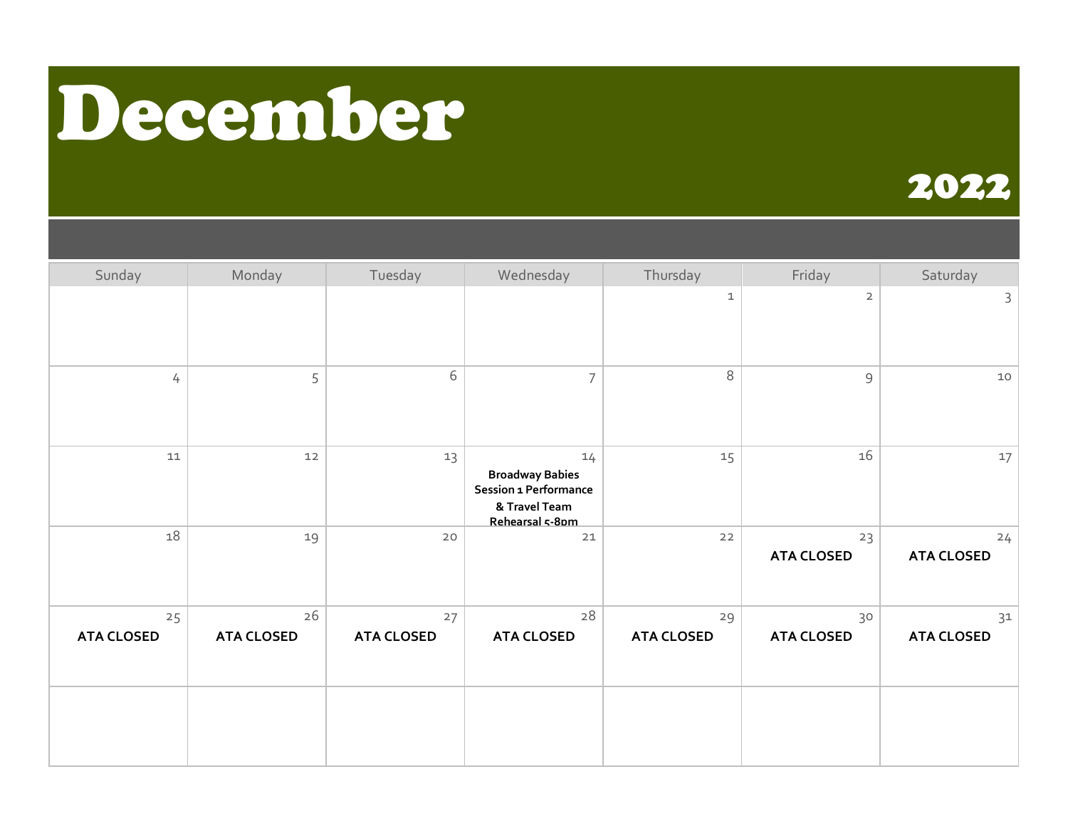# December

## 2022

| Sunday | Monday | Tuesday | Wednesday | Thursday | Friday | Saturday |
|---|---|---|---|---|---|---|
| | | | | 1 | 2 | 3 |
| 4 | 5 | 6 | 7 | 8 | 9 | 10 |
| 11 | 12 | 13 | 14 **Broadway Babies Session 1 Performance & Travel Team Rehearsal 5-8pm** | 15 | 16 | 17 |
| 18 | 19 | 20 | 21 | 22 | 23 **ATA CLOSED** | 24 **ATA CLOSED** |
| 25 **ATA CLOSED** | 26 **ATA CLOSED** | 27 **ATA CLOSED** | 28 **ATA CLOSED** | 29 **ATA CLOSED** | 30 **ATA CLOSED** | 31 **ATA CLOSED** |
| | | | | | | |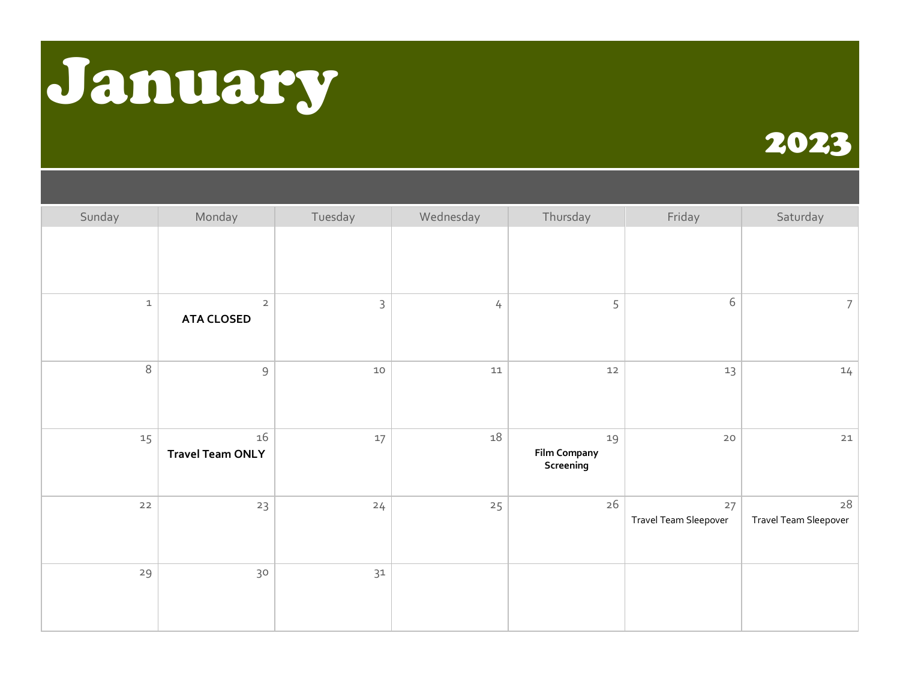# January

## 2023

| Sunday | Monday | Tuesday | Wednesday | Thursday | Friday | Saturday |
|---|---|---|---|---|---|---|
| | | | | | | |
| 1 | 2 **ATA CLOSED** | 3 | 4 | 5 | 6 | 7 |
| 8 | 9 | 10 | 11 | 12 | 13 | 14 |
| 15 | 16 **Travel Team ONLY** | 17 | 18 | 19 **Film Company Screening** | 20 | 21 |
| 22 | 23 | 24 | 25 | 26 | 27 Travel Team Sleepover | 28 Travel Team Sleepover |
| 29 | 30 | 31 | | | | |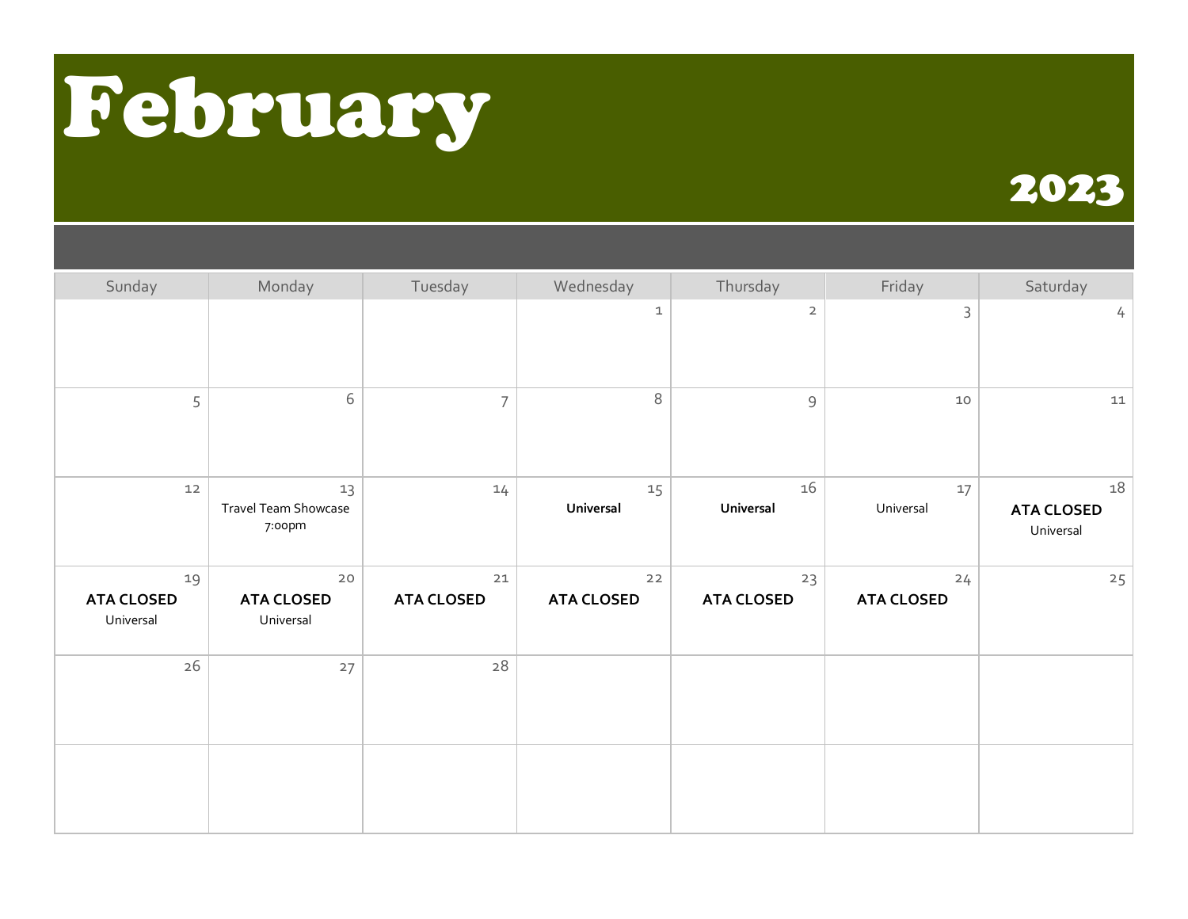# February

## 2023

| Sunday | Monday | Tuesday | Wednesday | Thursday | Friday | Saturday |
|---|---|---|---|---|---|---|
| | | | 1 | 2 | 3 | 4 |
| 5 | 6 | 7 | 8 | 9 | 10 | 11 |
| 12 | 13 Travel Team Showcase 7:00pm | 14 | 15 **Universal** | 16 **Universal** | 17 Universal | 18 **ATA CLOSED** Universal |
| 19 **ATA CLOSED** Universal | 20 **ATA CLOSED** Universal | 21 **ATA CLOSED** | 22 **ATA CLOSED** | 23 **ATA CLOSED** | 24 **ATA CLOSED** | 25 |
| 26 | 27 | 28 | | | | |
| | | | | | | |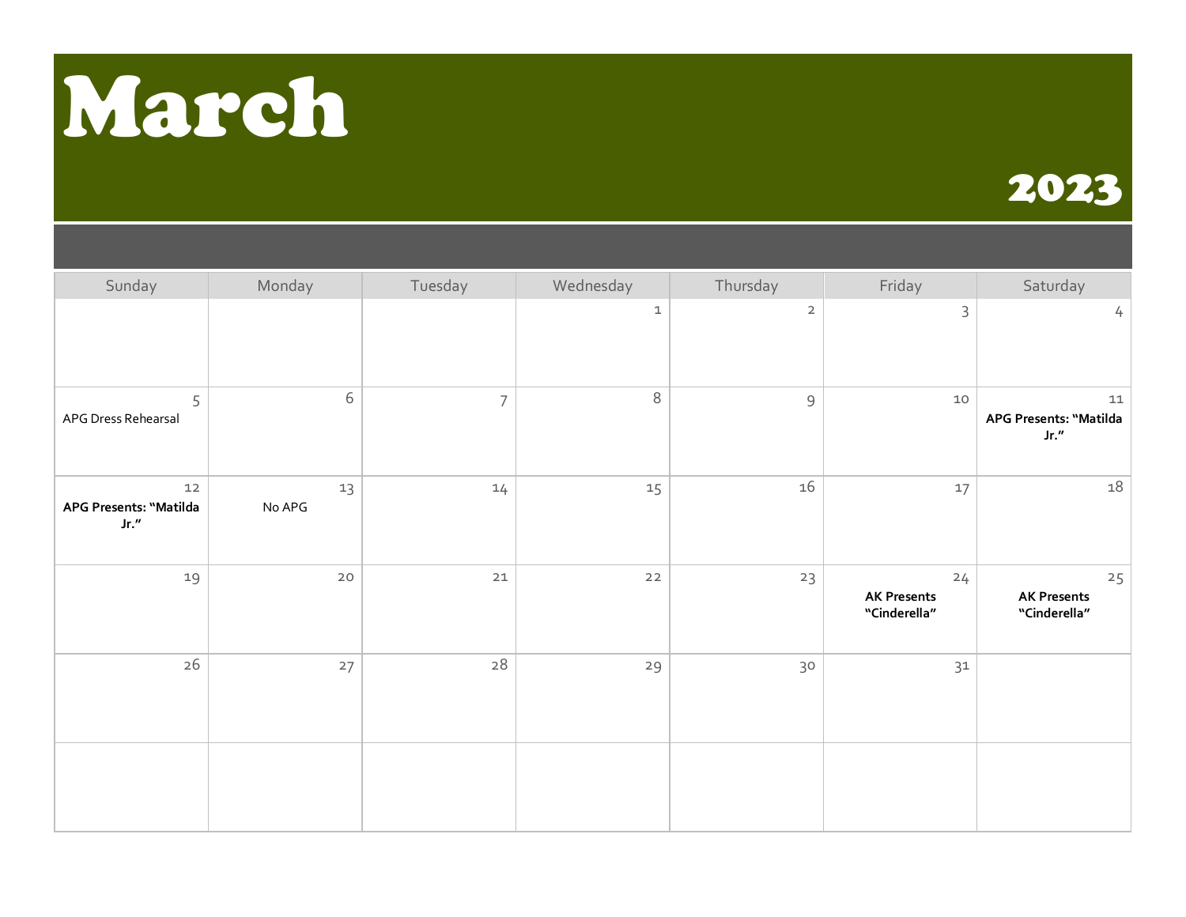# March

## 2023

| Sunday | Monday | Tuesday | Wednesday | Thursday | Friday | Saturday |
|---|---|---|---|---|---|---|
| | | | 1 | 2 | 3 | 4 |
| 5 APG Dress Rehearsal | 6 | 7 | 8 | 9 | 10 | 11 **APG Presents: "Matilda Jr."** |
| 12 **APG Presents: "Matilda Jr."** | 13 No APG | 14 | 15 | 16 | 17 | 18 |
| 19 | 20 | 21 | 22 | 23 | 24 **AK Presents "Cinderella"** | 25 **AK Presents "Cinderella"** |
| 26 | 27 | 28 | 29 | 30 | 31 | |
| | | | | | | |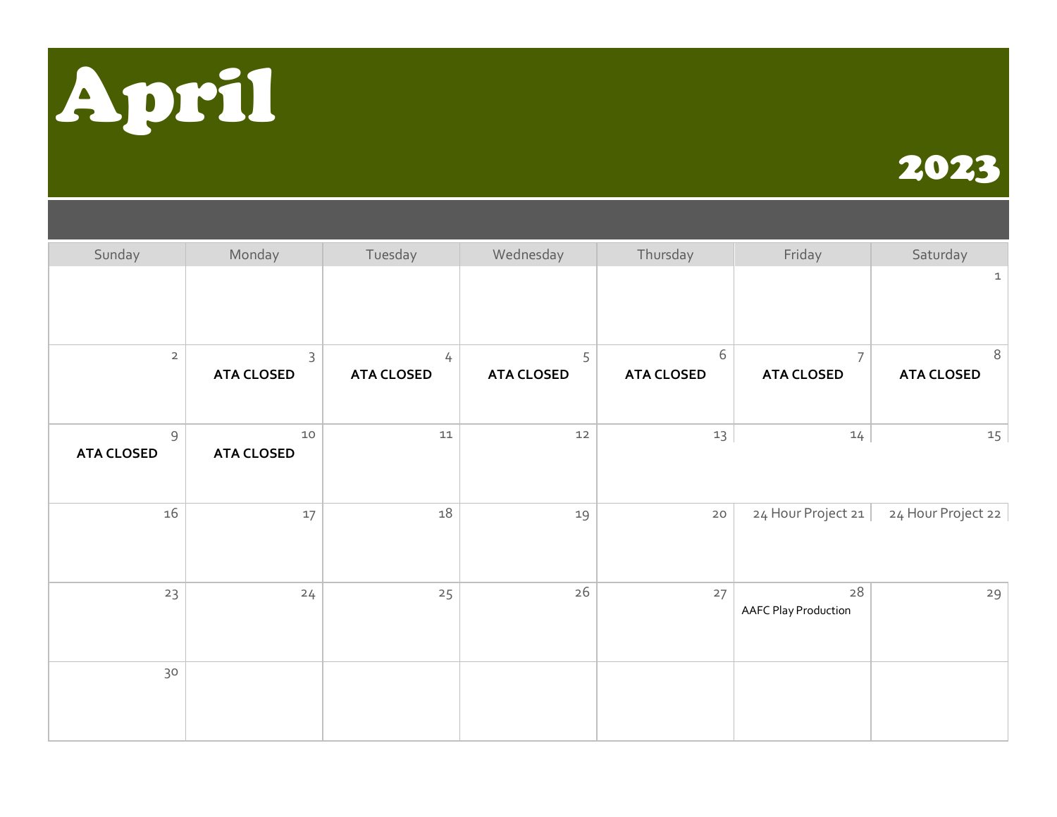# April

## 2023

| Sunday | Monday | Tuesday | Wednesday | Thursday | Friday | Saturday |
|---|---|---|---|---|---|---|
| | | | | | | 1 |
| 2 | 3 **ATA CLOSED** | 4 **ATA CLOSED** | 5 **ATA CLOSED** | 6 **ATA CLOSED** | 7 **ATA CLOSED** | 8 **ATA CLOSED** |
| 9 **ATA CLOSED** | 10 **ATA CLOSED** | 11 | 12 | 13 | 14 | 15 |
| 16 | 17 | 18 | 19 | 20 | 24 Hour Project 21 | 24 Hour Project 22 |
| 23 | 24 | 25 | 26 | 27 | 28 AAFC Play Production | 29 |
| 30 | | | | | | |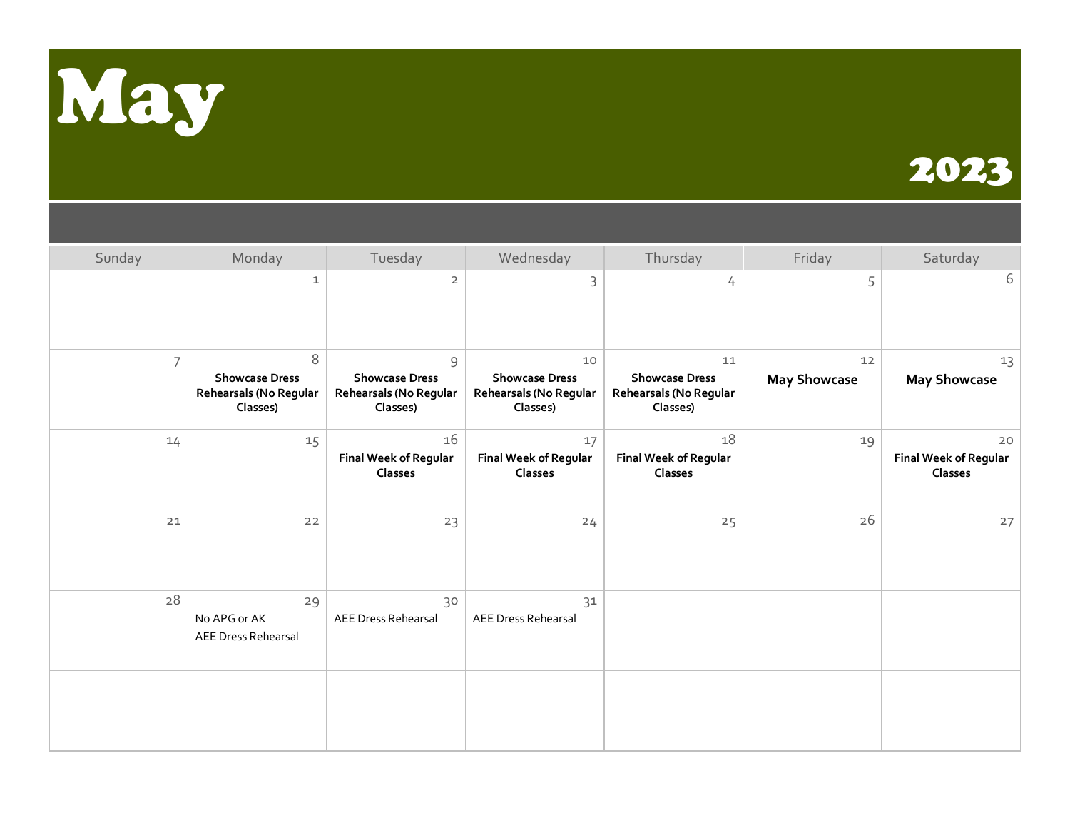# May

## 2023

| Sunday | Monday | Tuesday | Wednesday | Thursday | Friday | Saturday |
|---|---|---|---|---|---|---|
| | 1 | 2 | 3 | 4 | 5 | 6 |
| 7 | 8 **Showcase Dress Rehearsals (No Regular Classes)** | 9 **Showcase Dress Rehearsals (No Regular Classes)** | 10 **Showcase Dress Rehearsals (No Regular Classes)** | 11 **Showcase Dress Rehearsals (No Regular Classes)** | 12 **May Showcase** | 13 **May Showcase** |
| 14 | 15 | 16 **Final Week of Regular Classes** | 17 **Final Week of Regular Classes** | 18 **Final Week of Regular Classes** | 19 | 20 **Final Week of Regular Classes** |
| 21 | 22 | 23 | 24 | 25 | 26 | 27 |
| 28 | 29 No APG or AK AEE Dress Rehearsal | 30 AEE Dress Rehearsal | 31 AEE Dress Rehearsal | | | |
| | | | | | | |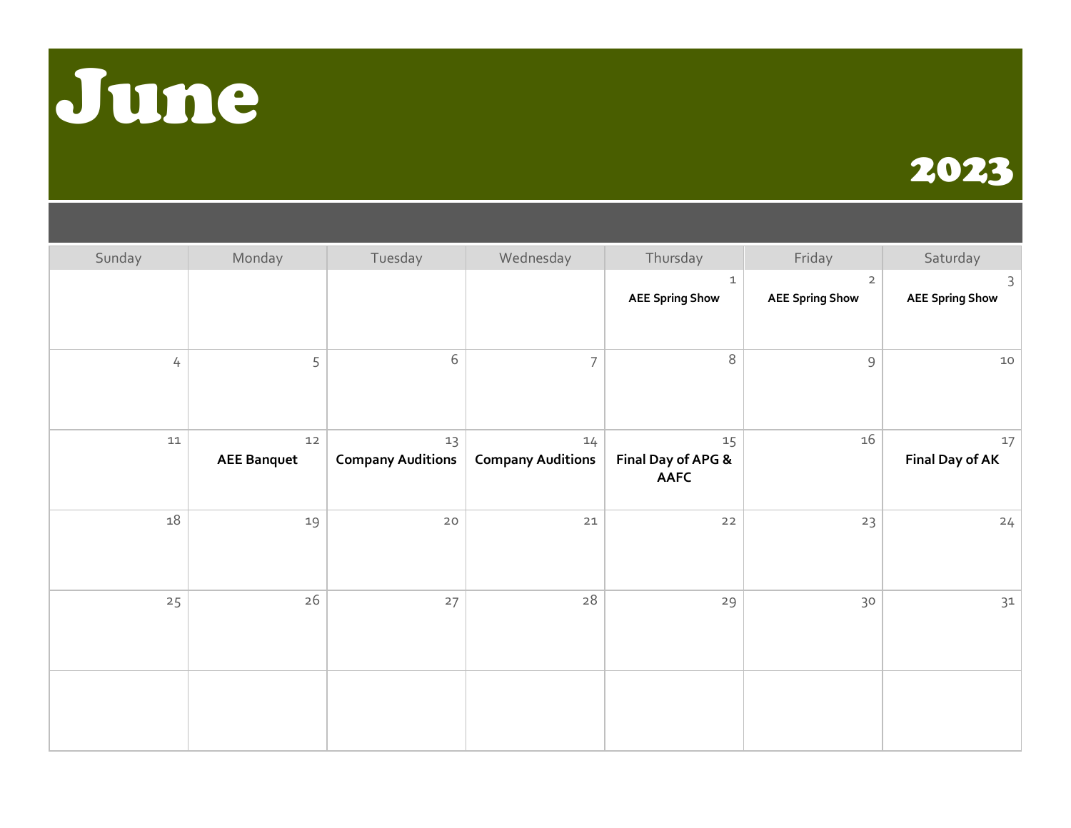# June

## 2023

| Sunday | Monday | Tuesday | Wednesday | Thursday | Friday | Saturday |
|---|---|---|---|---|---|---|
| | | | | 1<br>**AEE Spring Show** | 2<br>**AEE Spring Show** | 3<br>**AEE Spring Show** |
| 4 | 5 | 6 | 7 | 8 | 9 | 10 |
| 11 | 12<br>**AEE Banquet** | 13<br>**Company Auditions** | 14<br>**Company Auditions** | 15<br>**Final Day of APG & AAFC** | 16 | 17<br>**Final Day of AK** |
| 18 | 19 | 20 | 21 | 22 | 23 | 24 |
| 25 | 26 | 27 | 28 | 29 | 30 | 31 |
| | | | | | | |